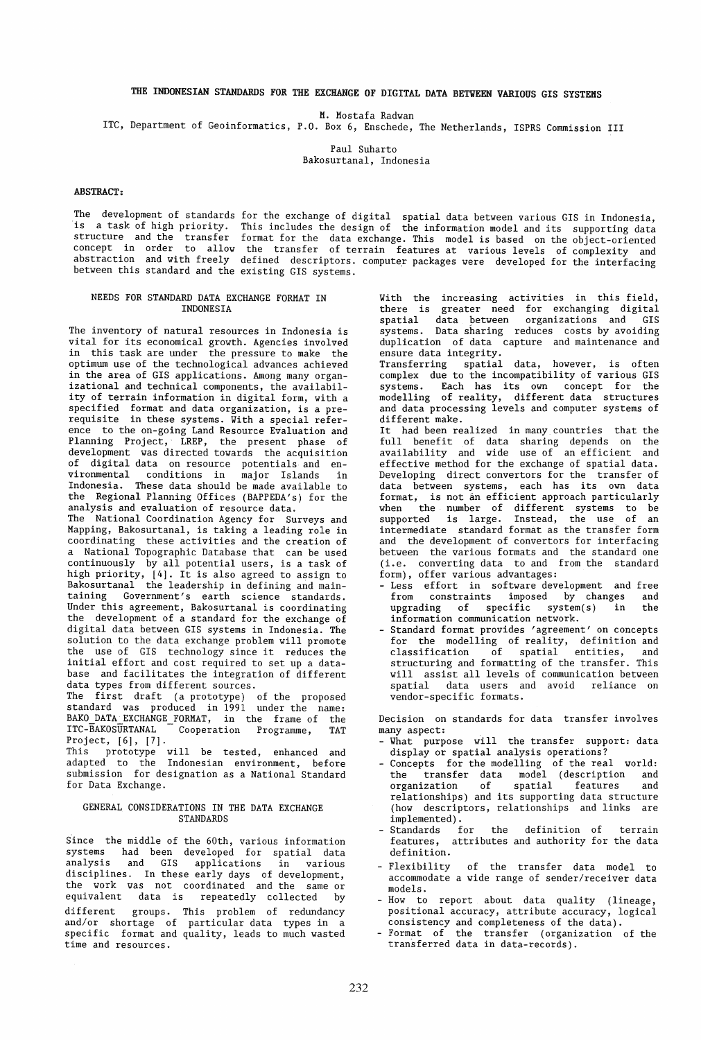# THE INDONESIAN STANDARDS FOR THE EXCHANGE OF DIGITAL DATA BETWEEN VARIOUS GIS SYSTEMS

M. Mostafa Radwan
ITC, Department of Geoinformatics, P.O. Box 6, Enschede, The Netherlands, ISPRS Commission III

Paul Suharto
Bakosurtanal, Indonesia

**ABSTRACT:**

The development of standards for the exchange of digital spatial data between various GIS in Indonesia, is a task of high priority. This includes the design of the information model and its supporting data structure and the transfer format for the data exchange. This model is based on the object-oriented concept in order to allow the transfer of terrain features at various levels of complexity and abstraction and with freely defined descriptors. computer packages were developed for the interfacing between this standard and the existing GIS systems.

## NEEDS FOR STANDARD DATA EXCHANGE FORMAT IN INDONESIA

The inventory of natural resources in Indonesia is vital for its economical growth. Agencies involved in this task are under the pressure to make the optimum use of the technological advances achieved in the area of GIS applications. Among many organizational and technical components, the availability of terrain information in digital form, with a specified format and data organization, is a prerequisite in these systems. With a special reference to the on-going Land Resource Evaluation and Planning Project, LREP, the present phase of development was directed towards the acquisition of digital data on resource potentials and environmental conditions in major Islands in Indonesia. These data should be made available to the Regional Planning Offices (BAPPEDA's) for the analysis and evaluation of resource data.

The National Coordination Agency for Surveys and Mapping, Bakosurtanal, is taking a leading role in coordinating these activities and the creation of a National Topographic Database that can be used continuously by all potential users, is a task of high priority, [4]. It is also agreed to assign to Bakosurtanal the leadership in defining and maintaining Government's earth science standards. Under this agreement, Bakosurtanal is coordinating the development of a standard for the exchange of digital data between GIS systems in Indonesia. The solution to the data exchange problem will promote the use of GIS technology since it reduces the initial effort and cost required to set up a database and facilitates the integration of different data types from different sources.

The first draft (a prototype) of the proposed standard was produced in 1991 under the name: BAKO_DATA_EXCHANGE_FORMAT, in the frame of the ITC-BAKOSURTANAL Cooperation Programme, TAT Project, [6], [7].

This prototype will be tested, enhanced and adapted to the Indonesian environment, before submission for designation as a National Standard for Data Exchange.

## GENERAL CONSIDERATIONS IN THE DATA EXCHANGE STANDARDS

Since the middle of the 60th, various information systems had been developed for spatial data analysis and GIS applications in various disciplines. In these early days of development, the work was not coordinated and the same or equivalent data is repeatedly collected by different groups. This problem of redundancy and/or shortage of particular data types in a specific format and quality, leads to much wasted time and resources.

With the increasing activities in this field, there is greater need for exchanging digital spatial data between organizations and GIS systems. Data sharing reduces costs by avoiding duplication of data capture and maintenance and ensure data integrity.

Transferring spatial data, however, is often complex due to the incompatibility of various GIS systems. Each has its own concept for the modelling of reality, different data structures and data processing levels and computer systems of different make.

It had been realized in many countries that the full benefit of data sharing depends on the availability and wide use of an efficient and effective method for the exchange of spatial data. Developing direct convertors for the transfer of data between systems, each has its own data format, is not an efficient approach particularly when the number of different systems to be supported is large. Instead, the use of an intermediate standard format as the transfer form and the development of convertors for interfacing between the various formats and the standard one (i.e. converting data to and from the standard form), offer various advantages:

- Less effort in software development and free from constraints imposed by changes and upgrading of specific system(s) in the information communication network.
- Standard format provides 'agreement' on concepts for the modelling of reality, definition and classification of spatial entities, and structuring and formatting of the transfer. This will assist all levels of communication between spatial data users and avoid reliance on vendor-specific formats.

Decision on standards for data transfer involves many aspect:

- What purpose will the transfer support: data display or spatial analysis operations?
- Concepts for the modelling of the real world: the transfer data model (description and organization of spatial features and relationships) and its supporting data structure (how descriptors, relationships and links are implemented).
- Standards for the definition of terrain features, attributes and authority for the data definition.
- Flexibility of the transfer data model to accommodate a wide range of sender/receiver data models.
- How to report about data quality (lineage, positional accuracy, attribute accuracy, logical consistency and completeness of the data).
- Format of the transfer (organization of the transferred data in data-records).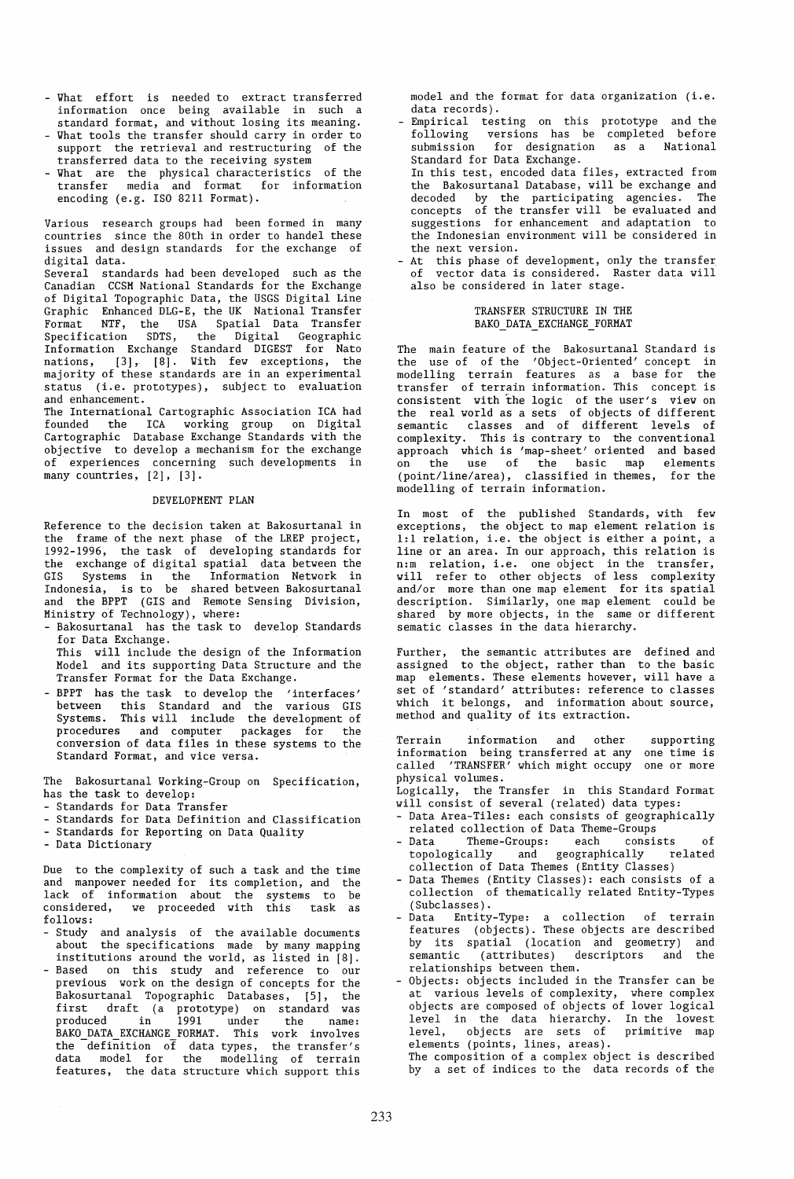- What effort is needed to extract transferred information once being available in such a standard format, and without losing its meaning.
- What tools the transfer should carry in order to support the retrieval and restructuring of the transferred data to the receiving system
- What are the physical characteristics of the transfer media and format for information encoding (e.g. ISO 8211 Format).

Various research groups had been formed in many countries since the 80th in order to handel these issues and design standards for the exchange of digital data.
Several standards had been developed such as the Canadian CCSM National Standards for the Exchange of Digital Topographic Data, the USGS Digital Line Graphic Enhanced DLG-E, the UK National Transfer Format NTF, the USA Spatial Data Transfer Specification SDTS, the Digital Geographic Information Exchange Standard DIGEST for Nato nations, [3], [8]. With few exceptions, the majority of these standards are in an experimental status (i.e. prototypes), subject to evaluation and enhancement.
The International Cartographic Association ICA had founded the ICA working group on Digital Cartographic Database Exchange Standards with the objective to develop a mechanism for the exchange of experiences concerning such developments in many countries, [2], [3].

## DEVELOPMENT PLAN

Reference to the decision taken at Bakosurtanal in the frame of the next phase of the LREP project, 1992-1996, the task of developing standards for the exchange of digital spatial data between the GIS Systems in the Information Network in Indonesia, is to be shared between Bakosurtanal and the BPPT (GIS and Remote Sensing Division, Ministry of Technology), where:

- Bakosurtanal has the task to develop Standards for Data Exchange.
  This will include the design of the Information Model and its supporting Data Structure and the Transfer Format for the Data Exchange.
- BPPT has the task to develop the 'interfaces' between this Standard and the various GIS Systems. This will include the development of procedures and computer packages for the conversion of data files in these systems to the Standard Format, and vice versa.

The Bakosurtanal Working-Group on Specification, has the task to develop:

- Standards for Data Transfer
- Standards for Data Definition and Classification
- Standards for Reporting on Data Quality
- Data Dictionary

Due to the complexity of such a task and the time and manpower needed for its completion, and the lack of information about the systems to be considered, we proceeded with this task as follows:

- Study and analysis of the available documents about the specifications made by many mapping institutions around the world, as listed in [8].
- Based on this study and reference to our previous work on the design of concepts for the Bakosurtanal Topographic Databases, [5], the first draft (a prototype) on standard was produced in 1991 under the name: BAKO_DATA_EXCHANGE_FORMAT. This work involves the definition of data types, the transfer's data model for the modelling of terrain features, the data structure which support this model and the format for data organization (i.e. data records).
- Empirical testing on this prototype and the following versions has be completed before submission for designation as a National Standard for Data Exchange.
  In this test, encoded data files, extracted from the Bakosurtanal Database, will be exchange and decoded by the participating agencies. The concepts of the transfer will be evaluated and suggestions for enhancement and adaptation to the Indonesian environment will be considered in the next version.
- At this phase of development, only the transfer of vector data is considered. Raster data will also be considered in later stage.

## TRANSFER STRUCTURE IN THE BAKO_DATA_EXCHANGE_FORMAT

The main feature of the Bakosurtanal Standard is the use of of the 'Object-Oriented' concept in modelling terrain features as a base for the transfer of terrain information. This concept is consistent with the logic of the user's view on the real world as a sets of objects of different semantic classes and of different levels of complexity. This is contrary to the conventional approach which is 'map-sheet' oriented and based on the use of the basic map elements (point/line/area), classified in themes, for the modelling of terrain information.

In most of the published Standards, with few exceptions, the object to map element relation is 1:1 relation, i.e. the object is either a point, a line or an area. In our approach, this relation is n:m relation, i.e. one object in the transfer, will refer to other objects of less complexity and/or more than one map element for its spatial description. Similarly, one map element could be shared by more objects, in the same or different sematic classes in the data hierarchy.

Further, the semantic attributes are defined and assigned to the object, rather than to the basic map elements. These elements however, will have a set of 'standard' attributes: reference to classes which it belongs, and information about source, method and quality of its extraction.

Terrain information and other supporting information being transferred at any one time is called 'TRANSFER' which might occupy one or more physical volumes.
Logically, the Transfer in this Standard Format will consist of several (related) data types:

- Data Area-Tiles: each consists of geographically related collection of Data Theme-Groups
- Data Theme-Groups: each consists of topologically and geographically related collection of Data Themes (Entity Classes)
- Data Themes (Entity Classes): each consists of a collection of thematically related Entity-Types (Subclasses).
- Data Entity-Type: a collection of terrain features (objects). These objects are described by its spatial (location and geometry) and semantic (attributes) descriptors and the relationships between them.
- Objects: objects included in the Transfer can be at various levels of complexity, where complex objects are composed of objects of lower logical level in the data hierarchy. In the lowest level, objects are sets of primitive map elements (points, lines, areas).
  The composition of a complex object is described by a set of indices to the data records of the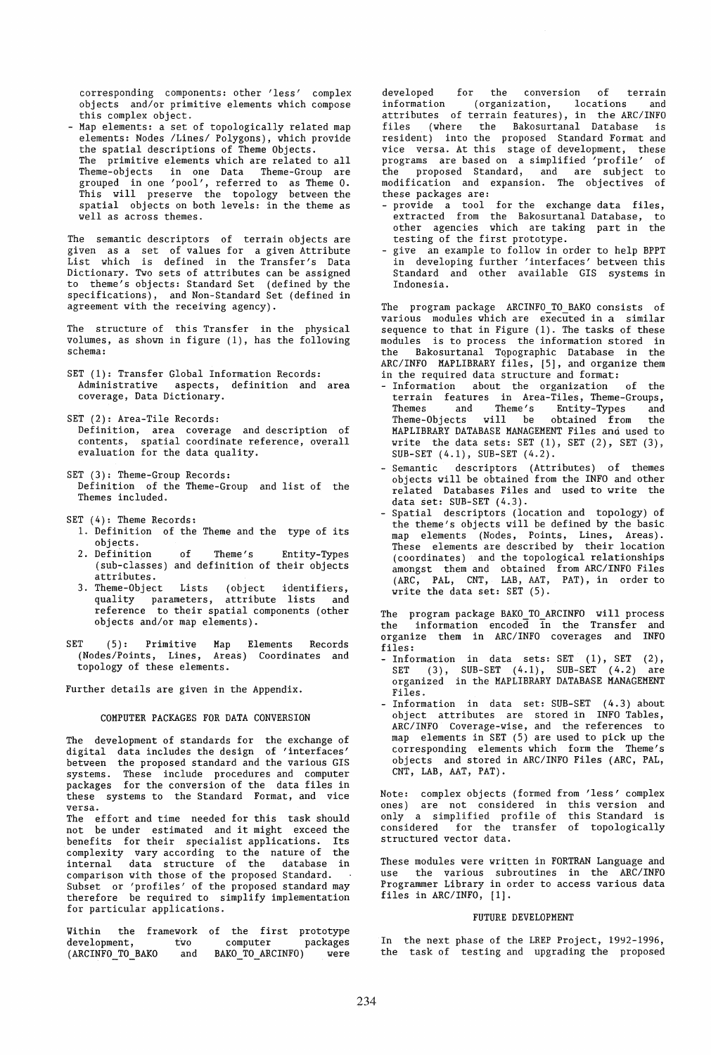corresponding components: other 'less' complex objects and/or primitive elements which compose this complex object.

- Map elements: a set of topologically related map elements: Nodes /Lines/ Polygons), which provide the spatial descriptions of Theme Objects.
  The primitive elements which are related to all Theme-objects in one Data Theme-Group are grouped in one 'pool', referred to as Theme 0. This will preserve the topology between the spatial objects on both levels: in the theme as well as across themes.

The semantic descriptors of terrain objects are given as a set of values for a given Attribute List which is defined in the Transfer's Data Dictionary. Two sets of attributes can be assigned to theme's objects: Standard Set (defined by the specifications), and Non-Standard Set (defined in agreement with the receiving agency).

The structure of this Transfer in the physical volumes, as shown in figure (1), has the following schema:

SET (1): Transfer Global Information Records:
Administrative aspects, definition and area coverage, Data Dictionary.

SET (2): Area-Tile Records:
Definition, area coverage and description of contents, spatial coordinate reference, overall evaluation for the data quality.

SET (3): Theme-Group Records:
Definition of the Theme-Group and list of the Themes included.

SET (4): Theme Records:

1. Definition of the Theme and the type of its objects.
2. Definition of Theme's Entity-Types (sub-classes) and definition of their objects attributes.
3. Theme-Object Lists (object identifiers, quality parameters, attribute lists and reference to their spatial components (other objects and/or map elements).

SET (5): Primitive Map Elements Records (Nodes/Points, Lines, Areas) Coordinates and topology of these elements.

Further details are given in the Appendix.

## COMPUTER PACKAGES FOR DATA CONVERSION

The development of standards for the exchange of digital data includes the design of 'interfaces' between the proposed standard and the various GIS systems. These include procedures and computer packages for the conversion of the data files in these systems to the Standard Format, and vice versa.
The effort and time needed for this task should not be under estimated and it might exceed the benefits for their specialist applications. Its complexity vary according to the nature of the internal data structure of the database in comparison with those of the proposed Standard. Subset or 'profiles' of the proposed standard may therefore be required to simplify implementation for particular applications.

Within the framework of the first prototype development, two computer packages (ARCINFO_TO_BAKO and BAKO_TO_ARCINFO) were developed for the conversion of terrain information (organization, locations and attributes of terrain features), in the ARC/INFO files (where the Bakosurtanal Database is resident) into the proposed Standard Format and vice versa. At this stage of development, these programs are based on a simplified 'profile' of the proposed Standard, and are subject to modification and expansion. The objectives of these packages are:

- provide a tool for the exchange data files, extracted from the Bakosurtanal Database, to other agencies which are taking part in the testing of the first prototype.
- give an example to follow in order to help BPPT in developing further 'interfaces' between this Standard and other available GIS systems in Indonesia.

The program package ARCINFO_TO_BAKO consists of various modules which are executed in a similar sequence to that in Figure (1). The tasks of these modules is to process the information stored in the Bakosurtanal Topographic Database in the ARC/INFO MAPLIBRARY files, [5], and organize them in the required data structure and format:

- Information about the organization of the terrain features in Area-Tiles, Theme-Groups, Themes and Theme's Entity-Types and Theme-Objects will be obtained from the MAPLIBRARY DATABASE MANAGEMENT Files and used to write the data sets: SET (1), SET (2), SET (3), SUB-SET (4.1), SUB-SET (4.2).
- Semantic descriptors (Attributes) of themes objects will be obtained from the INFO and other related Databases Files and used to write the data set: SUB-SET (4.3).
- Spatial descriptors (location and topology) of the theme's objects will be defined by the basic map elements (Nodes, Points, Lines, Areas). These elements are described by their location (coordinates) and the topological relationships amongst them and obtained from ARC/INFO Files (ARC, PAL, CNT, LAB, AAT, PAT), in order to write the data set: SET (5).

The program package BAKO_TO_ARCINFO will process the information encoded in the Transfer and organize them in ARC/INFO coverages and INFO files:

- Information in data sets: SET (1), SET (2), SET (3), SUB-SET (4.1), SUB-SET (4.2) are organized in the MAPLIBRARY DATABASE MANAGEMENT Files.
- Information in data set: SUB-SET (4.3) about object attributes are stored in INFO Tables, ARC/INFO Coverage-wise, and the references to map elements in SET (5) are used to pick up the corresponding elements which form the Theme's objects and stored in ARC/INFO Files (ARC, PAL, CNT, LAB, AAT, PAT).

Note: complex objects (formed from 'less' complex ones) are not considered in this version and only a simplified profile of this Standard is considered for the transfer of topologically structured vector data.

These modules were written in FORTRAN Language and use the various subroutines in the ARC/INFO Programmer Library in order to access various data files in ARC/INFO, [1].

## FUTURE DEVELOPMENT

In the next phase of the LREP Project, 1992-1996, the task of testing and upgrading the proposed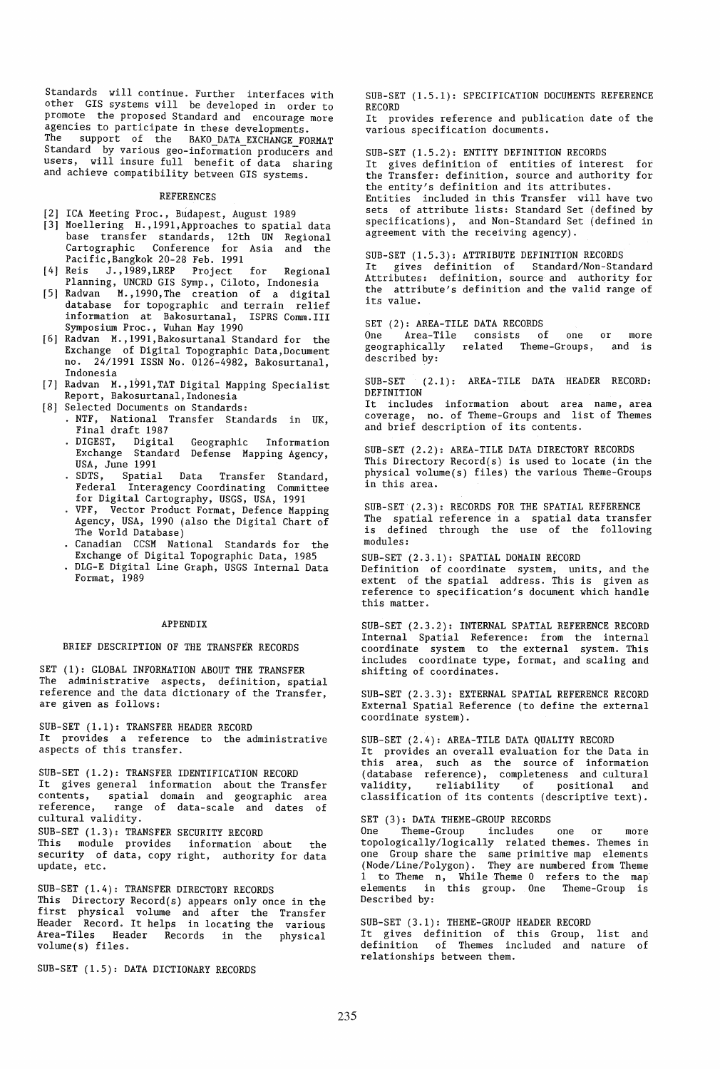Standards will continue. Further interfaces with other GIS systems will be developed in order to promote the proposed Standard and encourage more agencies to participate in these developments. The support of the BAKO_DATA_EXCHANGE_FORMAT Standard by various geo-information producers and users, will insure full benefit of data sharing and achieve compatibility between GIS systems.

## REFERENCES

[2] ICA Meeting Proc., Budapest, August 1989

[3] Moellering H.,1991,Approaches to spatial data base transfer standards, 12th UN Regional Cartographic Conference for Asia and the Pacific,Bangkok 20-28 Feb. 1991

[4] Reis J.,1989,LREP Project for Regional Planning, UNCRD GIS Symp., Ciloto, Indonesia

[5] Radwan M.,1990,The creation of a digital database for topographic and terrain relief information at Bakosurtanal, ISPRS Comm.III Symposium Proc., Wuhan May 1990

[6] Radwan M.,1991,Bakosurtanal Standard for the Exchange of Digital Topographic Data,Document no. 24/1991 ISSN No. 0126-4982, Bakosurtanal, Indonesia

[7] Radwan M.,1991,TAT Digital Mapping Specialist Report, Bakosurtanal,Indonesia

[8] Selected Documents on Standards:
- NTF, National Transfer Standards in UK, Final draft 1987
- DIGEST, Digital Geographic Information Exchange Standard Defense Mapping Agency, USA, June 1991
- SDTS, Spatial Data Transfer Standard, Federal Interagency Coordinating Committee for Digital Cartography, USGS, USA, 1991
- VPF, Vector Product Format, Defence Mapping Agency, USA, 1990 (also the Digital Chart of The World Database)
- Canadian CCSM National Standards for the Exchange of Digital Topographic Data, 1985
- DLG-E Digital Line Graph, USGS Internal Data Format, 1989

## APPENDIX

### BRIEF DESCRIPTION OF THE TRANSFER RECORDS

SET (1): GLOBAL INFORMATION ABOUT THE TRANSFER
The administrative aspects, definition, spatial reference and the data dictionary of the Transfer, are given as follows:

SUB-SET (1.1): TRANSFER HEADER RECORD
It provides a reference to the administrative aspects of this transfer.

SUB-SET (1.2): TRANSFER IDENTIFICATION RECORD
It gives general information about the Transfer contents, spatial domain and geographic area reference, range of data-scale and dates of cultural validity.

SUB-SET (1.3): TRANSFER SECURITY RECORD
This module provides information about the security of data, copy right, authority for data update, etc.

SUB-SET (1.4): TRANSFER DIRECTORY RECORDS
This Directory Record(s) appears only once in the first physical volume and after the Transfer Header Record. It helps in locating the various Area-Tiles Header Records in the physical volume(s) files.

SUB-SET (1.5): DATA DICTIONARY RECORDS

SUB-SET (1.5.1): SPECIFICATION DOCUMENTS REFERENCE RECORD
It provides reference and publication date of the various specification documents.

SUB-SET (1.5.2): ENTITY DEFINITION RECORDS
It gives definition of entities of interest for the Transfer: definition, source and authority for the entity's definition and its attributes.
Entities included in this Transfer will have two sets of attribute lists: Standard Set (defined by specifications), and Non-Standard Set (defined in agreement with the receiving agency).

SUB-SET (1.5.3): ATTRIBUTE DEFINITION RECORDS
It gives definition of Standard/Non-Standard Attributes: definition, source and authority for the attribute's definition and the valid range of its value.

SET (2): AREA-TILE DATA RECORDS
One Area-Tile consists of one or more geographically related Theme-Groups, and is described by:

SUB-SET (2.1): AREA-TILE DATA HEADER RECORD: DEFINITION
It includes information about area name, area coverage, no. of Theme-Groups and list of Themes and brief description of its contents.

SUB-SET (2.2): AREA-TILE DATA DIRECTORY RECORDS
This Directory Record(s) is used to locate (in the physical volume(s) files) the various Theme-Groups in this area.

SUB-SET (2.3): RECORDS FOR THE SPATIAL REFERENCE
The spatial reference in a spatial data transfer is defined through the use of the following modules:

SUB-SET (2.3.1): SPATIAL DOMAIN RECORD
Definition of coordinate system, units, and the extent of the spatial address. This is given as reference to specification's document which handle this matter.

SUB-SET (2.3.2): INTERNAL SPATIAL REFERENCE RECORD
Internal Spatial Reference: from the internal coordinate system to the external system. This includes coordinate type, format, and scaling and shifting of coordinates.

SUB-SET (2.3.3): EXTERNAL SPATIAL REFERENCE RECORD
External Spatial Reference (to define the external coordinate system).

SUB-SET (2.4): AREA-TILE DATA QUALITY RECORD
It provides an overall evaluation for the Data in this area, such as the source of information (database reference), completeness and cultural validity, reliability of positional and classification of its contents (descriptive text).

SET (3): DATA THEME-GROUP RECORDS
One Theme-Group includes one or more topologically/logically related themes. Themes in one Group share the same primitive map elements (Node/Line/Polygon). They are numbered from Theme 1 to Theme n, While Theme 0 refers to the map elements in this group. One Theme-Group is Described by:

SUB-SET (3.1): THEME-GROUP HEADER RECORD
It gives definition of this Group, list and definition of Themes included and nature of relationships between them.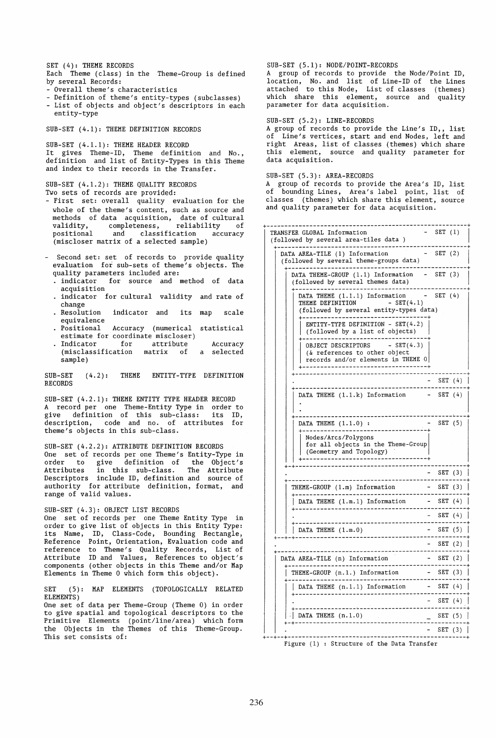SET (4): THEME RECORDS

Each Theme (class) in the Theme-Group is defined by several Records:

- Overall theme's characteristics
- Definition of theme's entity-types (subclasses)
- List of objects and object's descriptors in each entity-type

SUB-SET (4.1): THEME DEFINITION RECORDS

SUB-SET (4.1.1): THEME HEADER RECORD

It gives Theme-ID, Theme definition and No., definition and list of Entity-Types in this Theme and index to their records in the Transfer.

SUB-SET (4.1.2): THEME QUALITY RECORDS

Two sets of records are provided:

- First set: overall quality evaluation for the whole of the theme's content, such as source and methods of data acquisition, date of cultural validity, completeness, reliability of positional and classification accuracy (miscloser matrix of a selected sample)

- Second set: set of records to provide quality evaluation for sub-sets of theme's objects. The quality parameters included are:
  . indicator for source and method of data acquisition
  . indicator for cultural validity and rate of change
  . Resolution indicator and its map scale equivalence
  . Positional Accuracy (numerical statistical estimate for coordinate miscloser)
  . Indicator for attribute Accuracy (misclassification matrix of a selected sample)

SUB-SET (4.2): THEME ENTITY-TYPE DEFINITION RECORDS

SUB-SET (4.2.1): THEME ENTITY TYPE HEADER RECORD

A record per one Theme-Entity Type in order to give definition of this sub-class: its ID, description, code and no. of attributes for theme's objects in this sub-class.

SUB-SET (4.2.2): ATTRIBUTE DEFINITION RECORDS

One set of records per one Theme's Entity-Type in order to give definition of the Object's Attributes in this sub-class. The Attribute Descriptors include ID, definition and source of authority for attribute definition, format, and range of valid values.

SUB-SET (4.3): OBJECT LIST RECORDS

One set of records per one Theme Entity Type in order to give list of objects in this Entity Type: its Name, ID, Class-Code, Bounding Rectangle, Reference Point, Orientation, Evaluation code and reference to Theme's Quality Records, List of Attribute ID and Values, References to object's components (other objects in this Theme and/or Map Elements in Theme 0 which form this object).

SET (5): MAP ELEMENTS (TOPOLOGICALLY RELATED ELEMENTS)

One set of data per Theme-Group (Theme 0) in order to give spatial and topological descriptors to the Primitive Elements (point/line/area) which form the Objects in the Themes of this Theme-Group. This set consists of:

SUB-SET (5.1): NODE/POINT-RECORDS

A group of records to provide the Node/Point ID, location, No. and list of Line-ID of the Lines attached to this Node, List of classes (themes) which share this element, source and quality parameter for data acquisition.

SUB-SET (5.2): LINE-RECORDS

A group of records to provide the Line's ID,, list of Line's vertices, start and end Nodes, left and right Areas, list of classes (themes) which share this element, source and quality parameter for data acquisition.

SUB-SET (5.3): AREA-RECORDS

A group of records to provide the Area's ID, list of bounding Lines, Area's label point, list of classes (themes) which share this element, source and quality parameter for data acquisition.

```
+-------------------------------------------------------------+
| TRANSFER GLOBAL Information                      - SET (1)  |
| (followed by several area-tiles data )                      |
| +-----------------------------------------------------------+
| | DATA AREA-TILE (1) Information                 - SET (2)  |
| | (followed by several theme-groups data)                   |
| | +---------------------------------------------------------+
| | | DATA THEME-GROUP (1.1) Information           - SET (3)  |
| | | (followed by several themes data)                       |
| | | +-------------------------------------------------------+
| | | | DATA THEME (1.1.1) Information             - SET (4)  |
| | | | THEME DEFINITION         - SET(4.1)                   |
| | | | (followed by several entity-types data)               |
| | | | +-----------------------------------+                 |
| | | | | ENTITY-TYPE DEFINITION - SET(4.2) |                 |
| | | | | (followed by a list of objects)   |                 |
| | | | +-----------------------------------+                 |
| | | | | OBJECT DESCRIPTORS     - SET(4.3) |                 |
| | | | | (& references to other object     |                 |
| | | | | records and/or elements in THEME 0|                 |
| | | | +-----------------------------------+                 |
| | | +-------------------------------------------------------+
| | | | .                                          - SET (4)  |
| | | +-------------------------------------------------------+
| | | | DATA THEME (1.1.k) Information             - SET (4)  |
| | | | .                                                     |
| | | | .                                                     |
| | | +-------------------------------------------------------+
| | | | DATA THEME (1.1.0) :                       - SET (5)  |
| | | | +-----------------------------------+                 |
| | | | | Nodes/Arcs/Polygons               |                 |
| | | | | for all objects in the Theme-Group|                 |
| | | | | (Geometry and Topology)           |                 |
| | | | +-----------------------------------+                 |
| | +-+-------------------------------------------------------+
| | | .                                            - SET (3)  |
| | +---------------------------------------------------------+
| | | THEME-GROUP (1.m) Information                - SET (3)  |
| | | +-------------------------------------------------------+
| | | | DATA THEME (1.m.1) Information             - SET (4)  |
| | | +-------------------------------------------------------+
| | | | .                                          - SET (4)  |
| | | +-------------------------------------------------------+
| | | | DATA THEME (1.m.0)                         - SET (5)  |
| +-+-+-------------------------------------------------------+
| | .                                              - SET (2)  |
| +-----------------------------------------------------------+
| | DATA AREA-TILE (n) Information                 - SET (2)  |
| | +---------------------------------------------------------+
| | | THEME-GROUP (n.1.) Information               - SET (3)  |
| | | +-------------------------------------------------------+
| | | | DATA THEME (n.1.1) Information             - SET (4)  |
| | | +-------------------------------------------------------+
| | | | .                                          - SET (4)  |
| | | +-------------------------------------------------------+
| | | | DATA THEME (n.1.0)                         - SET (5)  |
| | +-+-------------------------------------------------------+
| | | .                                            - SET (3)  |
+-+-+---------------------------------------------------------+
```

Figure (1) : Structure of the Data Transfer